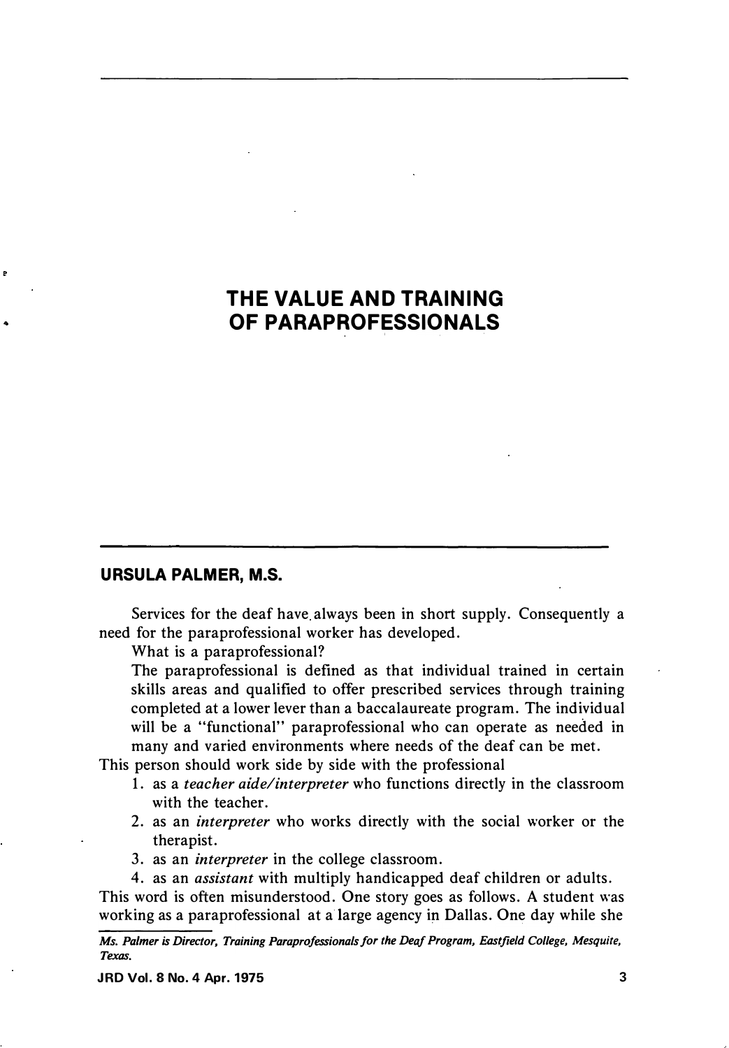# THE VALUE AND TRAINING OF PARAPROFESSIONALS

## URSULA PALMER, M.S.

Services for the deaf have always been in short supply. Consequently a need for the paraprofessional worker has developed.

What is a paraprofessional?

The paraprofessional is defined as that individual trained in certain skills areas and qualified to offer prescribed services through training completed at a lower lever than a baccalaureate program. The individual will be a "functional" paraprofessional who can operate as needed in many and varied environments where needs of the deaf can be met.

This person should work side by side with the professional

1. as a *teacher aide/interpreter* who functions directly in the classroom with the teacher.
2. as an *interpreter* who works directly with the social worker or the therapist.
3. as an *interpreter* in the college classroom.
4. as an *assistant* with multiply handicapped deaf children or adults.

This word is often misunderstood. One story goes as follows. A student was working as a paraprofessional at a large agency in Dallas. One day while she

*Ms. Palmer is Director, Training Paraprofessionals for the Deaf Program, Eastfield College, Mesquite, Texas.*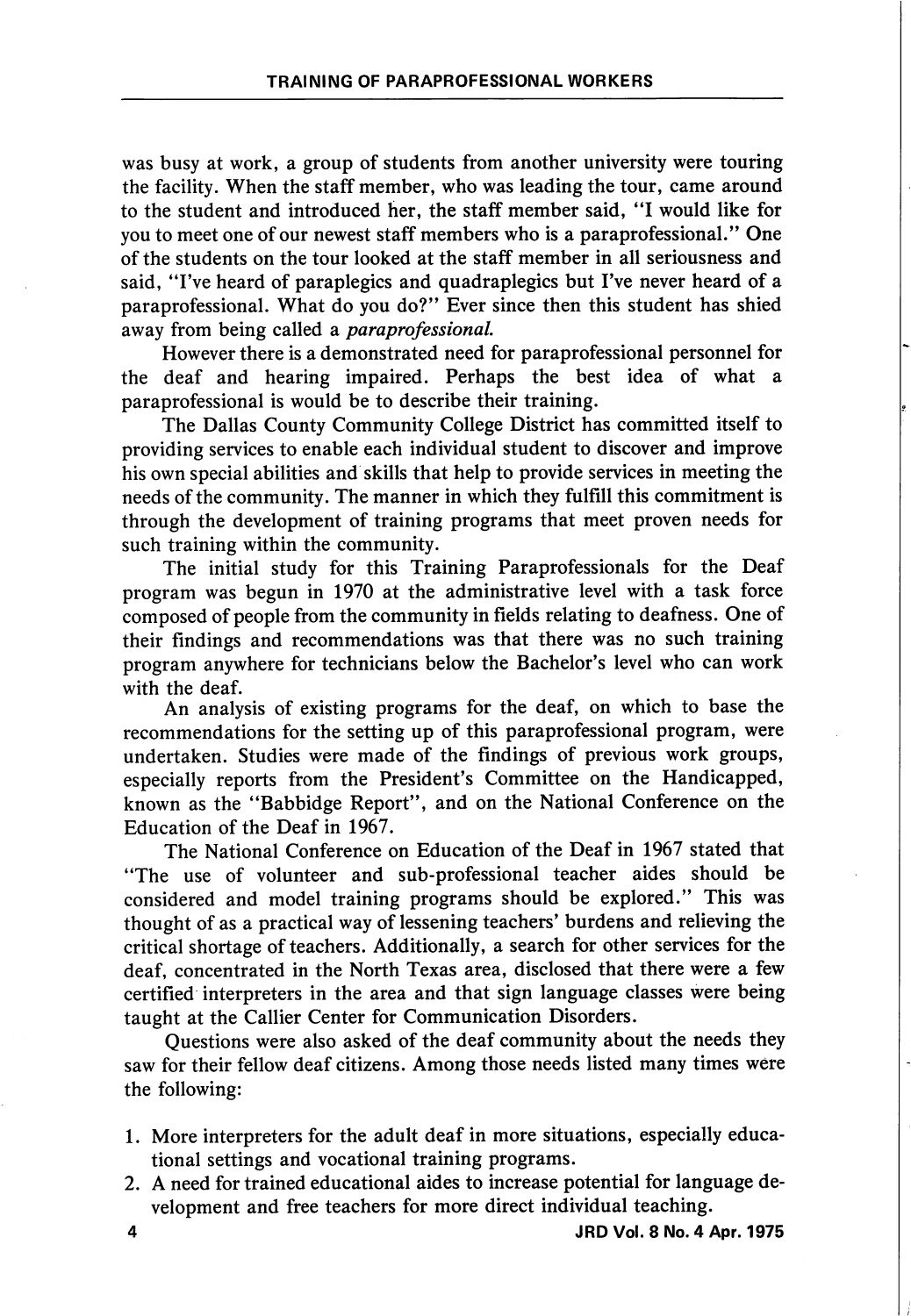was busy at work, a group of students from another university were touring the facility. When the staff member, who was leading the tour, came around to the student and introduced her, the staff member said, "I would like for you to meet one of our newest staff members who is a paraprofessional." One of the students on the tour looked at the staff member in all seriousness and said, "I've heard of paraplegics and quadraplegics but I've never heard of a paraprofessional. What do you do?" Ever since then this student has shied away from being called a *paraprofessional.*

However there is a demonstrated need for paraprofessional personnel for the deaf and hearing impaired. Perhaps the best idea of what a paraprofessional is would be to describe their training.

The Dallas County Community College District has committed itself to providing services to enable each individual student to discover and improve his own special abilities and skills that help to provide services in meeting the needs of the community. The manner in which they fulfill this commitment is through the development of training programs that meet proven needs for such training within the community.

The initial study for this Training Paraprofessionals for the Deaf program was begun in 1970 at the administrative level with a task force composed of people from the community in fields relating to deafness. One of their findings and recommendations was that there was no such training program anywhere for technicians below the Bachelor's level who can work with the deaf.

An analysis of existing programs for the deaf, on which to base the recommendations for the setting up of this paraprofessional program, were undertaken. Studies were made of the findings of previous work groups, especially reports from the President's Committee on the Handicapped, known as the "Babbidge Report", and on the National Conference on the Education of the Deaf in 1967.

The National Conference on Education of the Deaf in 1967 stated that "The use of volunteer and sub-professional teacher aides should be considered and model training programs should be explored." This was thought of as a practical way of lessening teachers' burdens and relieving the critical shortage of teachers. Additionally, a search for other services for the deaf, concentrated in the North Texas area, disclosed that there were a few certified interpreters in the area and that sign language classes were being taught at the Callier Center for Communication Disorders.

Questions were also asked of the deaf community about the needs they saw for their fellow deaf citizens. Among those needs listed many times were the following:

1. More interpreters for the adult deaf in more situations, especially educational settings and vocational training programs.
2. A need for trained educational aides to increase potential for language development and free teachers for more direct individual teaching.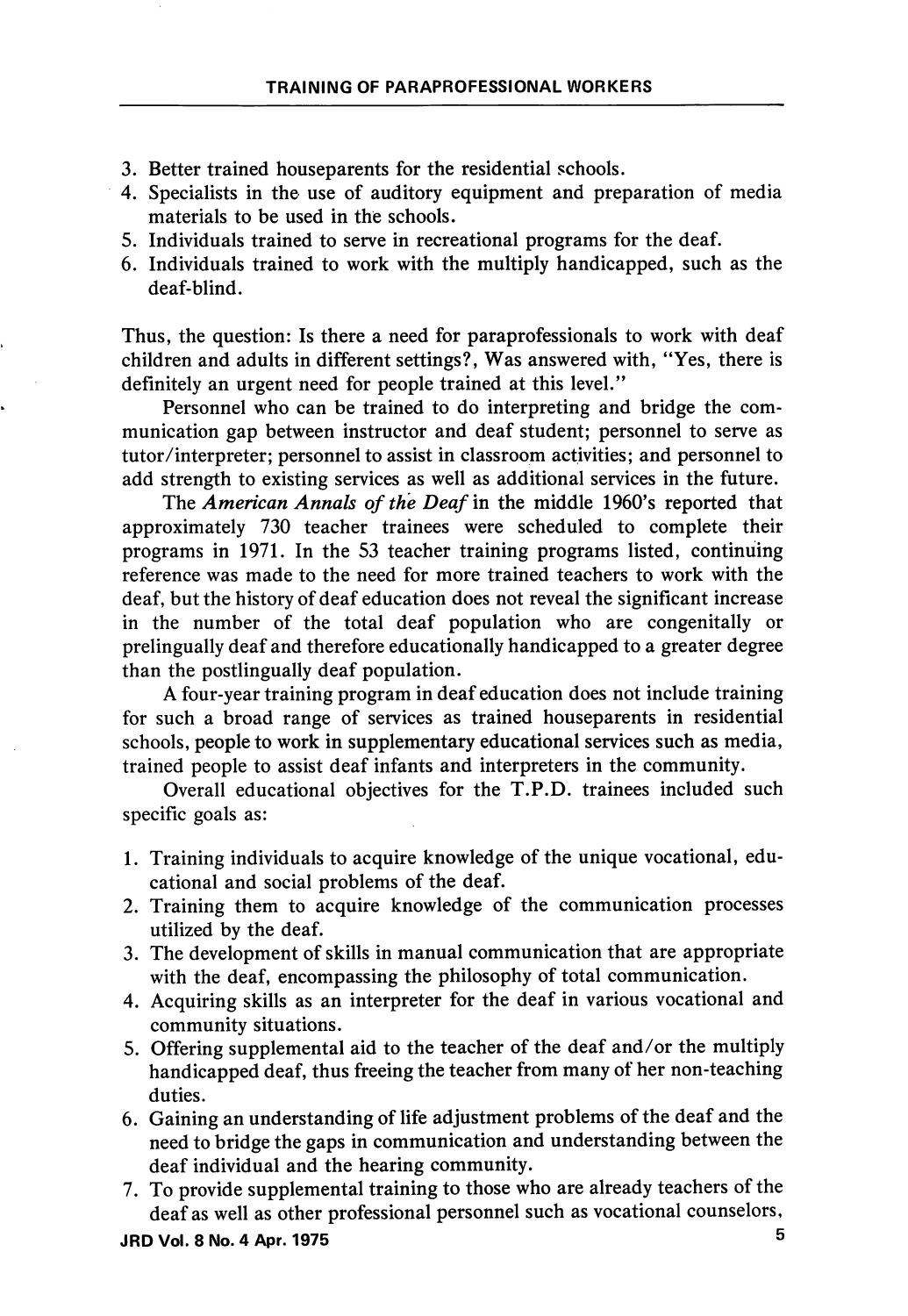3. Better trained houseparents for the residential schools.
4. Specialists in the use of auditory equipment and preparation of media materials to be used in the schools.
5. Individuals trained to serve in recreational programs for the deaf.
6. Individuals trained to work with the multiply handicapped, such as the deaf-blind.

Thus, the question: Is there a need for paraprofessionals to work with deaf children and adults in different settings?, Was answered with, "Yes, there is definitely an urgent need for people trained at this level."

Personnel who can be trained to do interpreting and bridge the communication gap between instructor and deaf student; personnel to serve as tutor/interpreter; personnel to assist in classroom activities; and personnel to add strength to existing services as well as additional services in the future.

The *American Annals of the Deaf* in the middle 1960's reported that approximately 730 teacher trainees were scheduled to complete their programs in 1971. In the 53 teacher training programs listed, continuing reference was made to the need for more trained teachers to work with the deaf, but the history of deaf education does not reveal the significant increase in the number of the total deaf population who are congenitally or prelingually deaf and therefore educationally handicapped to a greater degree than the postlingually deaf population.

A four-year training program in deaf education does not include training for such a broad range of services as trained houseparents in residential schools, people to work in supplementary educational services such as media, trained people to assist deaf infants and interpreters in the community.

Overall educational objectives for the T.P.D. trainees included such specific goals as:

1. Training individuals to acquire knowledge of the unique vocational, educational and social problems of the deaf.
2. Training them to acquire knowledge of the communication processes utilized by the deaf.
3. The development of skills in manual communication that are appropriate with the deaf, encompassing the philosophy of total communication.
4. Acquiring skills as an interpreter for the deaf in various vocational and community situations.
5. Offering supplemental aid to the teacher of the deaf and/or the multiply handicapped deaf, thus freeing the teacher from many of her non-teaching duties.
6. Gaining an understanding of life adjustment problems of the deaf and the need to bridge the gaps in communication and understanding between the deaf individual and the hearing community.
7. To provide supplemental training to those who are already teachers of the deaf as well as other professional personnel such as vocational counselors,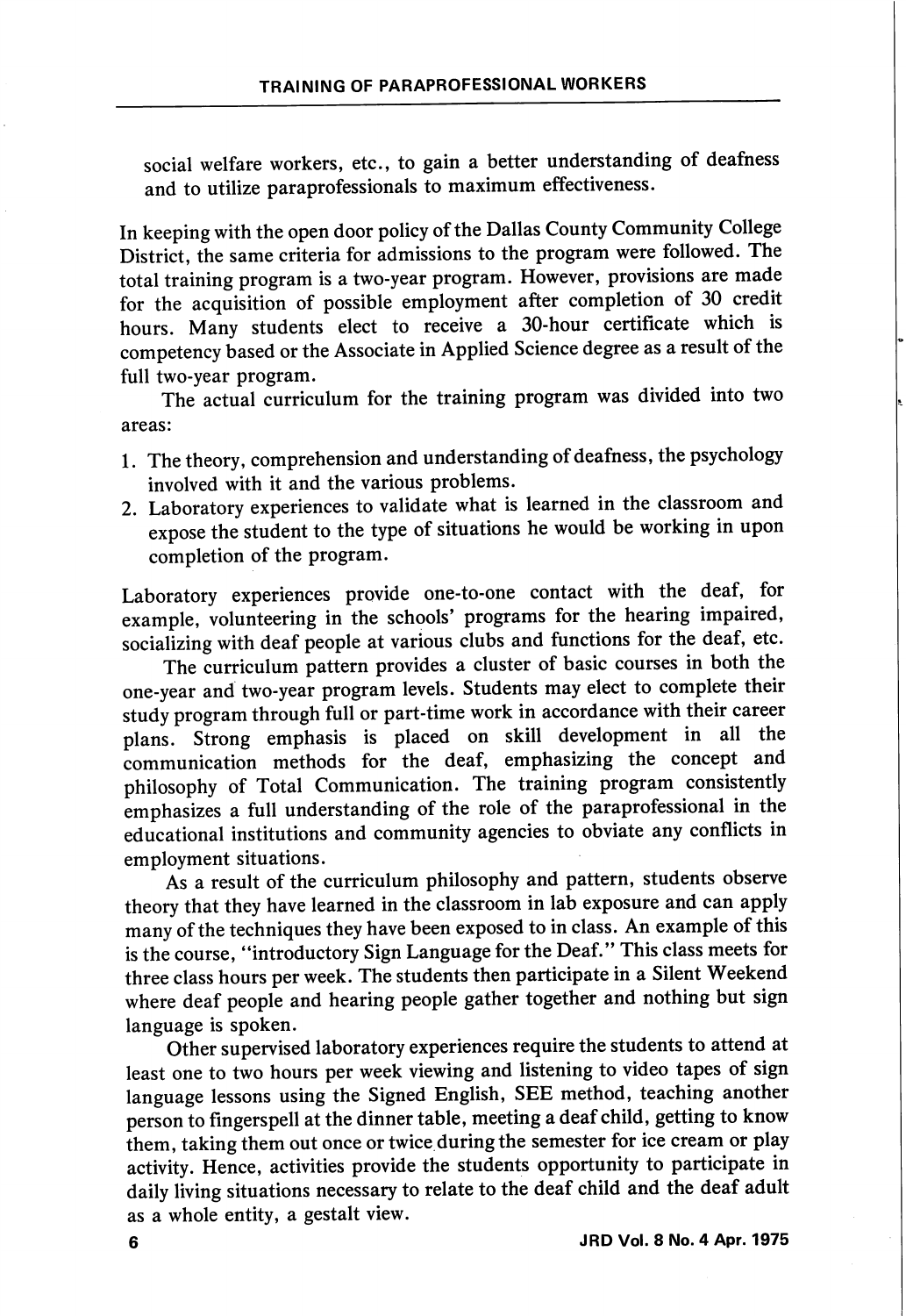social welfare workers, etc., to gain a better understanding of deafness and to utilize paraprofessionals to maximum effectiveness.

In keeping with the open door policy of the Dallas County Community College District, the same criteria for admissions to the program were followed. The total training program is a two-year program. However, provisions are made for the acquisition of possible employment after completion of 30 credit hours. Many students elect to receive a 30-hour certificate which is competency based or the Associate in Applied Science degree as a result of the full two-year program.

The actual curriculum for the training program was divided into two areas:

1. The theory, comprehension and understanding of deafness, the psychology involved with it and the various problems.
2. Laboratory experiences to validate what is learned in the classroom and expose the student to the type of situations he would be working in upon completion of the program.

Laboratory experiences provide one-to-one contact with the deaf, for example, volunteering in the schools' programs for the hearing impaired, socializing with deaf people at various clubs and functions for the deaf, etc.

The curriculum pattern provides a cluster of basic courses in both the one-year and two-year program levels. Students may elect to complete their study program through full or part-time work in accordance with their career plans. Strong emphasis is placed on skill development in all the communication methods for the deaf, emphasizing the concept and philosophy of Total Communication. The training program consistently emphasizes a full understanding of the role of the paraprofessional in the educational institutions and community agencies to obviate any conflicts in employment situations.

As a result of the curriculum philosophy and pattern, students observe theory that they have learned in the classroom in lab exposure and can apply many of the techniques they have been exposed to in class. An example of this is the course, "introductory Sign Language for the Deaf." This class meets for three class hours per week. The students then participate in a Silent Weekend where deaf people and hearing people gather together and nothing but sign language is spoken.

Other supervised laboratory experiences require the students to attend at least one to two hours per week viewing and listening to video tapes of sign language lessons using the Signed English, SEE method, teaching another person to fingerspell at the dinner table, meeting a deaf child, getting to know them, taking them out once or twice during the semester for ice cream or play activity. Hence, activities provide the students opportunity to participate in daily living situations necessary to relate to the deaf child and the deaf adult as a whole entity, a gestalt view.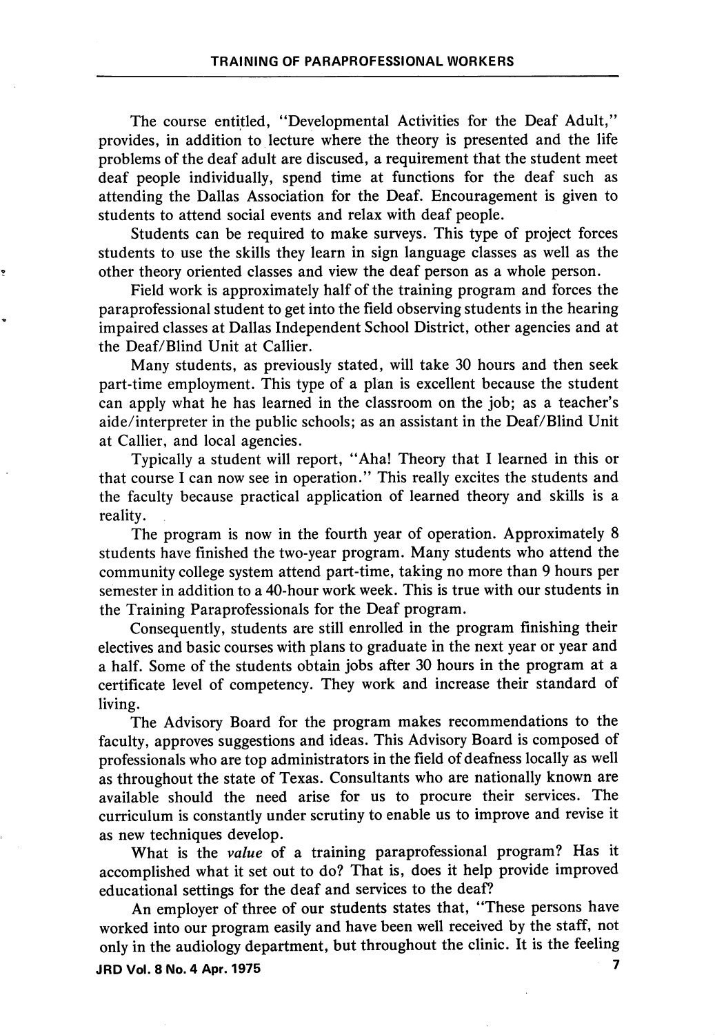The course entitled, "Developmental Activities for the Deaf Adult," provides, in addition to lecture where the theory is presented and the life problems of the deaf adult are discused, a requirement that the student meet deaf people individually, spend time at functions for the deaf such as attending the Dallas Association for the Deaf. Encouragement is given to students to attend social events and relax with deaf people.

Students can be required to make surveys. This type of project forces students to use the skills they learn in sign language classes as well as the other theory oriented classes and view the deaf person as a whole person.

Field work is approximately half of the training program and forces the paraprofessional student to get into the field observing students in the hearing impaired classes at Dallas Independent School District, other agencies and at the Deaf/Blind Unit at Callier.

Many students, as previously stated, will take 30 hours and then seek part-time employment. This type of a plan is excellent because the student can apply what he has learned in the classroom on the job; as a teacher's aide/interpreter in the public schools; as an assistant in the Deaf/Blind Unit at Callier, and local agencies.

Typically a student will report, "Aha! Theory that I learned in this or that course I can now see in operation." This really excites the students and the faculty because practical application of learned theory and skills is a reality.

The program is now in the fourth year of operation. Approximately 8 students have finished the two-year program. Many students who attend the community college system attend part-time, taking no more than 9 hours per semester in addition to a 40-hour work week. This is true with our students in the Training Paraprofessionals for the Deaf program.

Consequently, students are still enrolled in the program finishing their electives and basic courses with plans to graduate in the next year or year and a half. Some of the students obtain jobs after 30 hours in the program at a certificate level of competency. They work and increase their standard of living.

The Advisory Board for the program makes recommendations to the faculty, approves suggestions and ideas. This Advisory Board is composed of professionals who are top administrators in the field of deafness locally as well as throughout the state of Texas. Consultants who are nationally known are available should the need arise for us to procure their services. The curriculum is constantly under scrutiny to enable us to improve and revise it as new techniques develop.

What is the *value* of a training paraprofessional program? Has it accomplished what it set out to do? That is, does it help provide improved educational settings for the deaf and services to the deaf?

An employer of three of our students states that, "These persons have worked into our program easily and have been well received by the staff, not only in the audiology department, but throughout the clinic. It is the feeling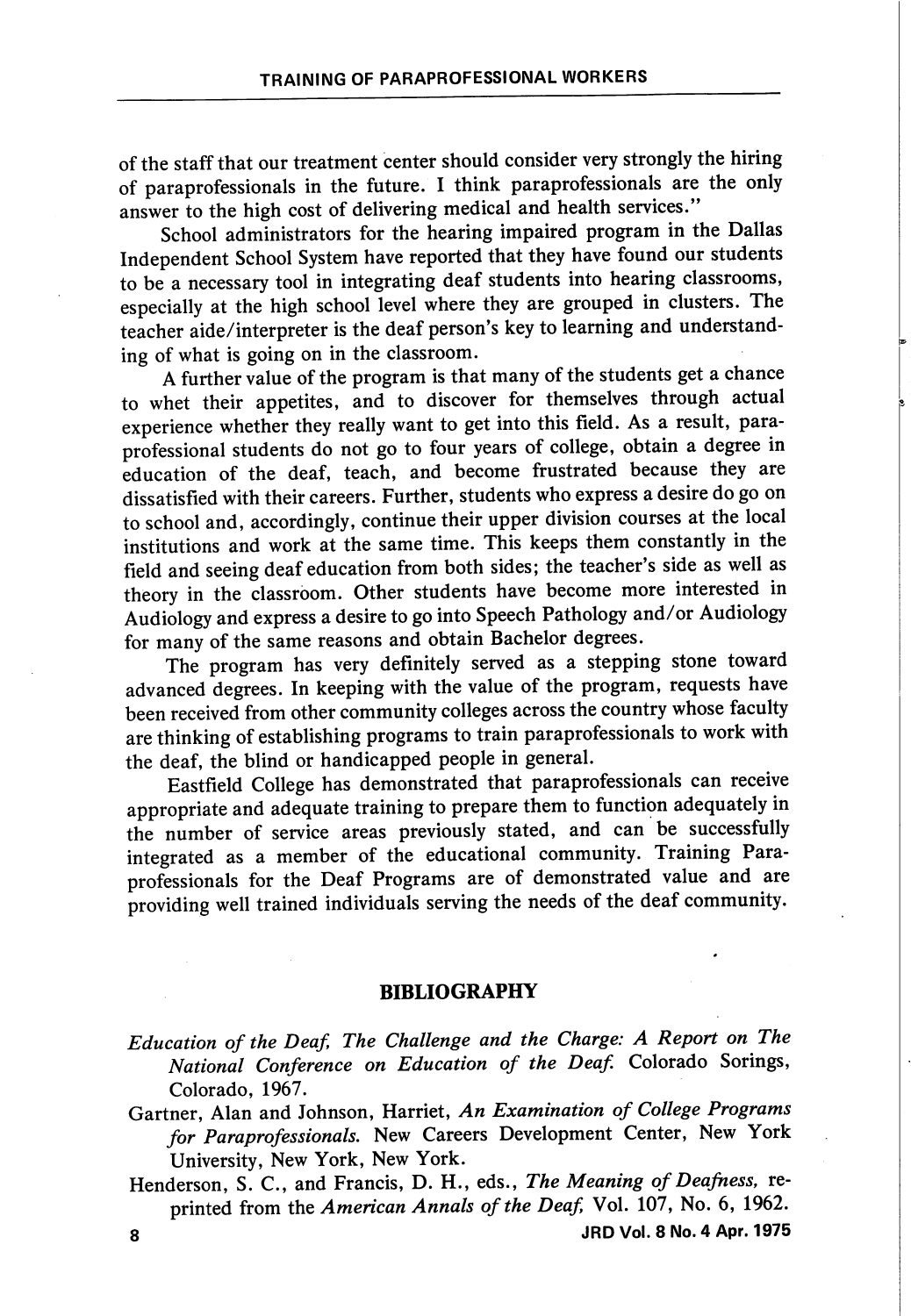of the staff that our treatment center should consider very strongly the hiring of paraprofessionals in the future. I think paraprofessionals are the only answer to the high cost of delivering medical and health services."

School administrators for the hearing impaired program in the Dallas Independent School System have reported that they have found our students to be a necessary tool in integrating deaf students into hearing classrooms, especially at the high school level where they are grouped in clusters. The teacher aide/interpreter is the deaf person's key to learning and understanding of what is going on in the classroom.

A further value of the program is that many of the students get a chance to whet their appetites, and to discover for themselves through actual experience whether they really want to get into this field. As a result, paraprofessional students do not go to four years of college, obtain a degree in education of the deaf, teach, and become frustrated because they are dissatisfied with their careers. Further, students who express a desire do go on to school and, accordingly, continue their upper division courses at the local institutions and work at the same time. This keeps them constantly in the field and seeing deaf education from both sides; the teacher's side as well as theory in the classroom. Other students have become more interested in Audiology and express a desire to go into Speech Pathology and/or Audiology for many of the same reasons and obtain Bachelor degrees.

The program has very definitely served as a stepping stone toward advanced degrees. In keeping with the value of the program, requests have been received from other community colleges across the country whose faculty are thinking of establishing programs to train paraprofessionals to work with the deaf, the blind or handicapped people in general.

Eastfield College has demonstrated that paraprofessionals can receive appropriate and adequate training to prepare them to function adequately in the number of service areas previously stated, and can be successfully integrated as a member of the educational community. Training Paraprofessionals for the Deaf Programs are of demonstrated value and are providing well trained individuals serving the needs of the deaf community.

## BIBLIOGRAPHY

*Education of the Deaf, The Challenge and the Charge: A Report on The National Conference on Education of the Deaf.* Colorado Sorings, Colorado, 1967.

Gartner, Alan and Johnson, Harriet, *An Examination of College Programs for Paraprofessionals.* New Careers Development Center, New York University, New York, New York.

Henderson, S. C., and Francis, D. H., eds., *The Meaning of Deafness,* reprinted from the *American Annals of the Deaf,* Vol. 107, No. 6, 1962.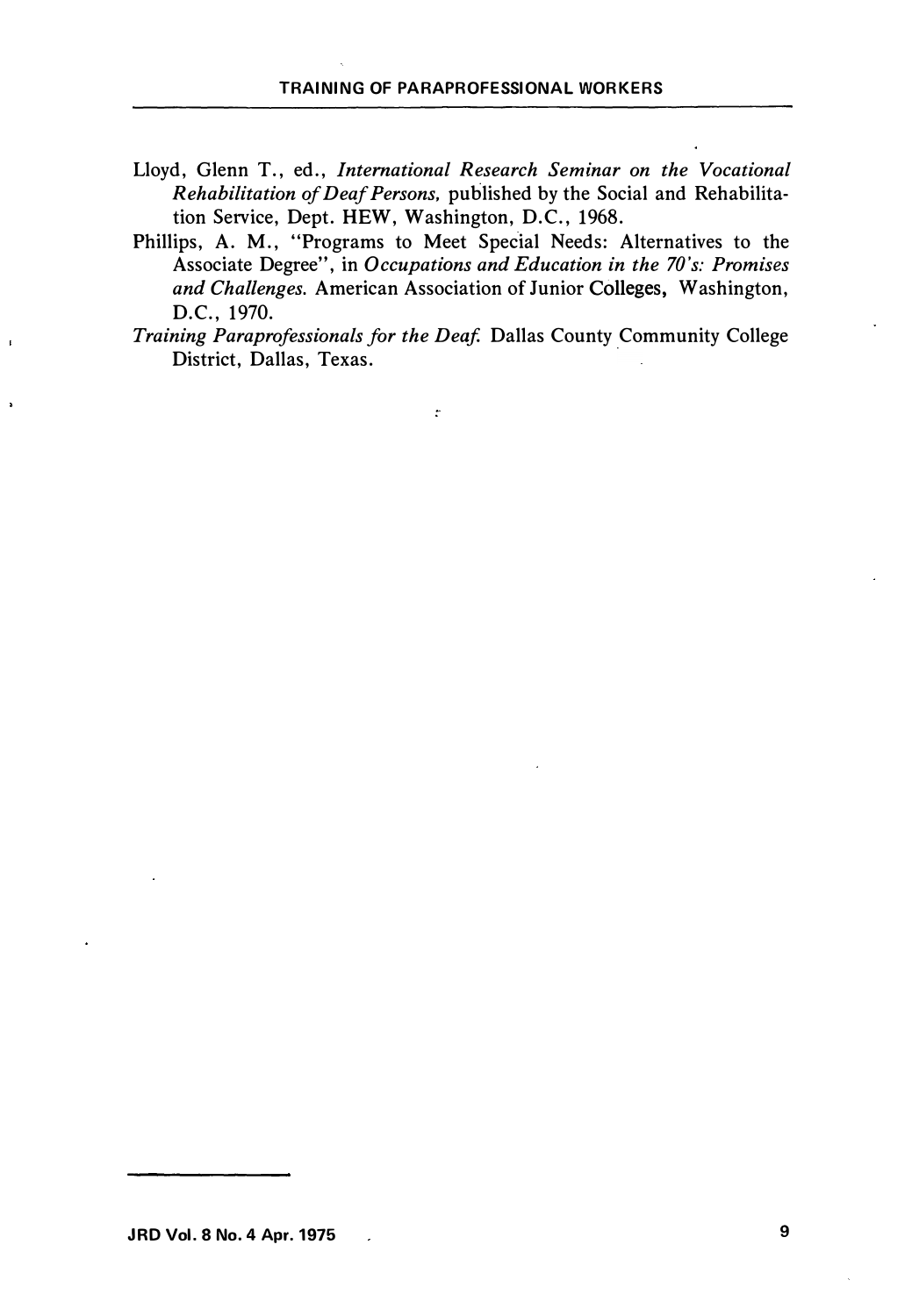Lloyd, Glenn T., ed., *International Research Seminar on the Vocational Rehabilitation of Deaf Persons,* published by the Social and Rehabilitation Service, Dept. HEW, Washington, D.C., 1968.

Phillips, A. M., "Programs to Meet Special Needs: Alternatives to the Associate Degree", in *Occupations and Education in the 70's: Promises and Challenges.* American Association of Junior Colleges, Washington, D.C., 1970.

*Training Paraprofessionals for the Deaf.* Dallas County Community College District, Dallas, Texas.